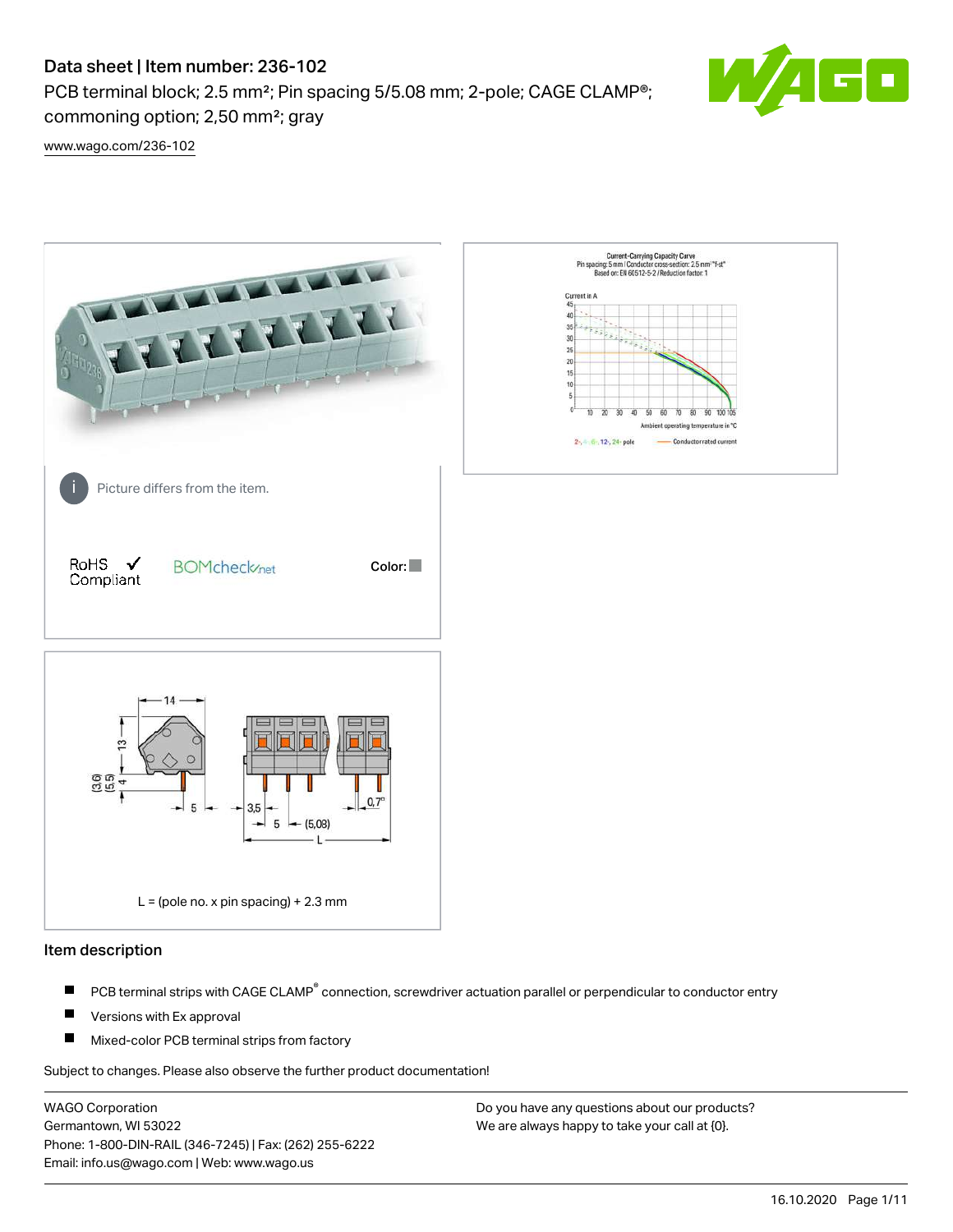# Data sheet | Item number: 236-102

PCB terminal block; 2.5 mm²; Pin spacing 5/5.08 mm; 2-pole; CAGE CLAMP®; commoning option; 2,50 mm²; gray

www.wago.com/236-102

Picture differs from the item.

RoHS Compliant

Color:

L = (pole no. x pin spacing) + 2.3 mm

## Item description

- PCB terminal strips with CAGE CLAMP® connection, screwdriver actuation parallel or perpendicular to conductor entry
- Versions with Ex approval
- Mixed-color PCB terminal strips from factory

Subject to changes. Please also observe the further product documentation!

WAGO Corporation
Germantown, WI 53022
Phone: 1-800-DIN-RAIL (346-7245) | Fax: (262) 255-6222
Email: info.us@wago.com | Web: www.wago.us

Do you have any questions about our products?
We are always happy to take your call at {0}.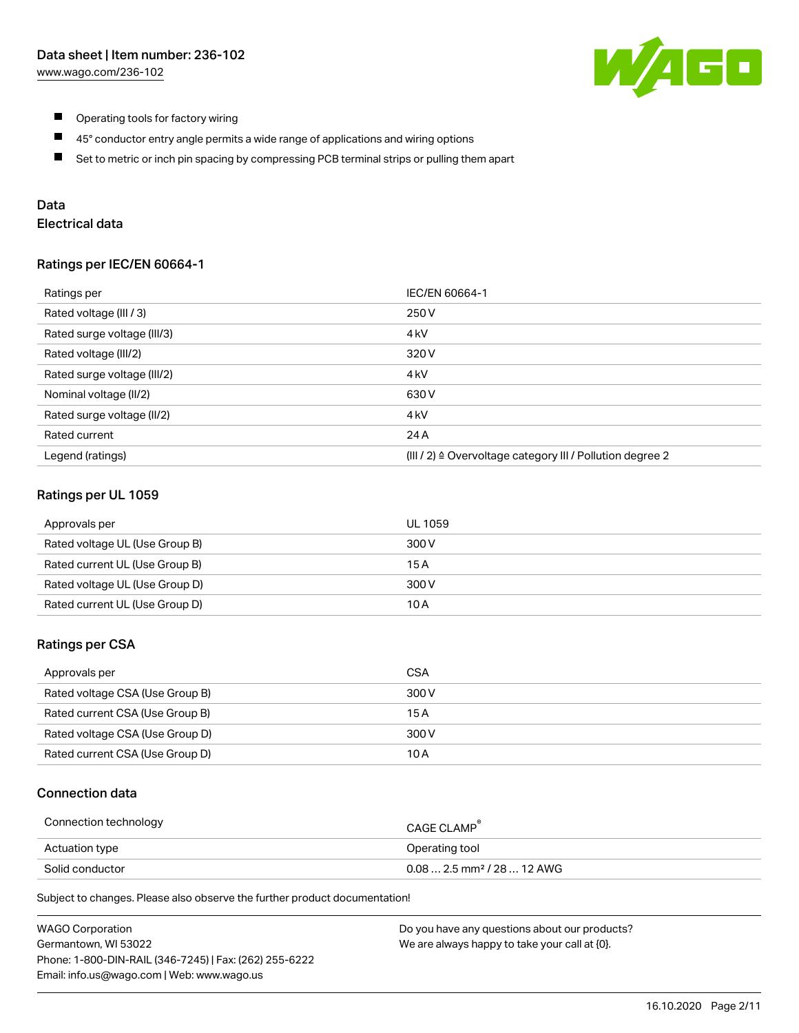- Operating tools for factory wiring
- 45° conductor entry angle permits a wide range of applications and wiring options
- Set to metric or inch pin spacing by compressing PCB terminal strips or pulling them apart

## Data

### Electrical data

#### Ratings per IEC/EN 60664-1

| Ratings per | IEC/EN 60664-1 |
| --- | --- |
| Rated voltage (III / 3) | 250 V |
| Rated surge voltage (III/3) | 4 kV |
| Rated voltage (III/2) | 320 V |
| Rated surge voltage (III/2) | 4 kV |
| Nominal voltage (II/2) | 630 V |
| Rated surge voltage (II/2) | 4 kV |
| Rated current | 24 A |
| Legend (ratings) | (III / 2) ≙ Overvoltage category III / Pollution degree 2 |

#### Ratings per UL 1059

| Approvals per | UL 1059 |
| --- | --- |
| Rated voltage UL (Use Group B) | 300 V |
| Rated current UL (Use Group B) | 15 A |
| Rated voltage UL (Use Group D) | 300 V |
| Rated current UL (Use Group D) | 10 A |

#### Ratings per CSA

| Approvals per | CSA |
| --- | --- |
| Rated voltage CSA (Use Group B) | 300 V |
| Rated current CSA (Use Group B) | 15 A |
| Rated voltage CSA (Use Group D) | 300 V |
| Rated current CSA (Use Group D) | 10 A |

### Connection data

| Connection technology | CAGE CLAMP® |
| --- | --- |
| Actuation type | Operating tool |
| Solid conductor | 0.08 … 2.5 mm² / 28 … 12 AWG |

Subject to changes. Please also observe the further product documentation!

WAGO Corporation
Germantown, WI 53022
Phone: 1-800-DIN-RAIL (346-7245) | Fax: (262) 255-6222
Email: info.us@wago.com | Web: www.wago.us

Do you have any questions about our products?
We are always happy to take your call at {0}.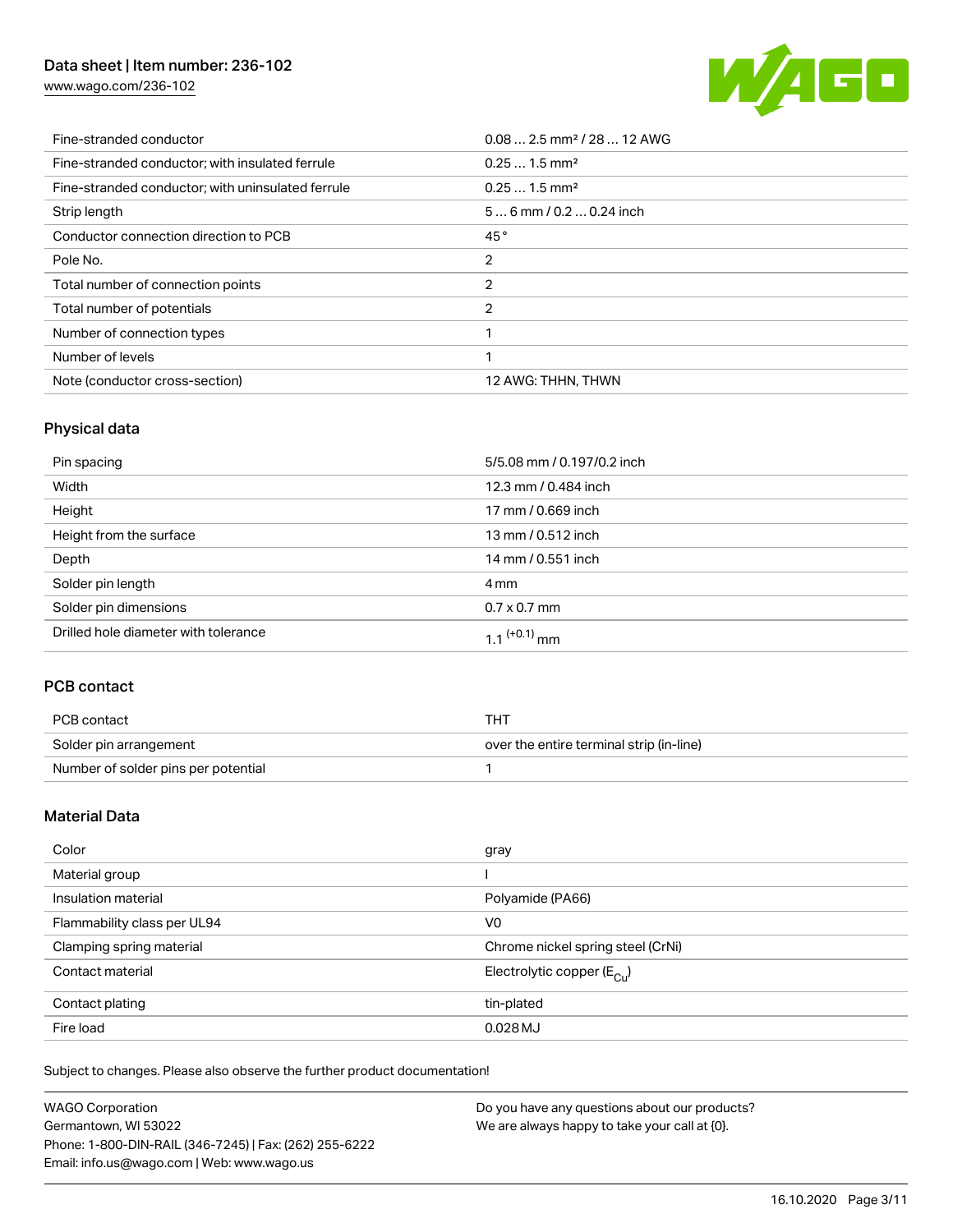| | |
|---|---|
| Fine-stranded conductor | 0.08 … 2.5 mm² / 28 … 12 AWG |
| Fine-stranded conductor; with insulated ferrule | 0.25 … 1.5 mm² |
| Fine-stranded conductor; with uninsulated ferrule | 0.25 … 1.5 mm² |
| Strip length | 5 … 6 mm / 0.2 … 0.24 inch |
| Conductor connection direction to PCB | 45 ° |
| Pole No. | 2 |
| Total number of connection points | 2 |
| Total number of potentials | 2 |
| Number of connection types | 1 |
| Number of levels | 1 |
| Note (conductor cross-section) | 12 AWG: THHN, THWN |

## Physical data

| | |
|---|---|
| Pin spacing | 5/5.08 mm / 0.197/0.2 inch |
| Width | 12.3 mm / 0.484 inch |
| Height | 17 mm / 0.669 inch |
| Height from the surface | 13 mm / 0.512 inch |
| Depth | 14 mm / 0.551 inch |
| Solder pin length | 4 mm |
| Solder pin dimensions | 0.7 x 0.7 mm |
| Drilled hole diameter with tolerance | $1.1^{(+0.1)}$ mm |

## PCB contact

| | |
|---|---|
| PCB contact | THT |
| Solder pin arrangement | over the entire terminal strip (in-line) |
| Number of solder pins per potential | 1 |

## Material Data

| | |
|---|---|
| Color | gray |
| Material group | I |
| Insulation material | Polyamide (PA66) |
| Flammability class per UL94 | V0 |
| Clamping spring material | Chrome nickel spring steel (CrNi) |
| Contact material | Electrolytic copper ($E_{Cu}$) |
| Contact plating | tin-plated |
| Fire load | 0.028 MJ |

Subject to changes. Please also observe the further product documentation!

WAGO Corporation
Germantown, WI 53022
Phone: 1-800-DIN-RAIL (346-7245) | Fax: (262) 255-6222
Email: info.us@wago.com | Web: www.wago.us

Do you have any questions about our products?
We are always happy to take your call at {0}.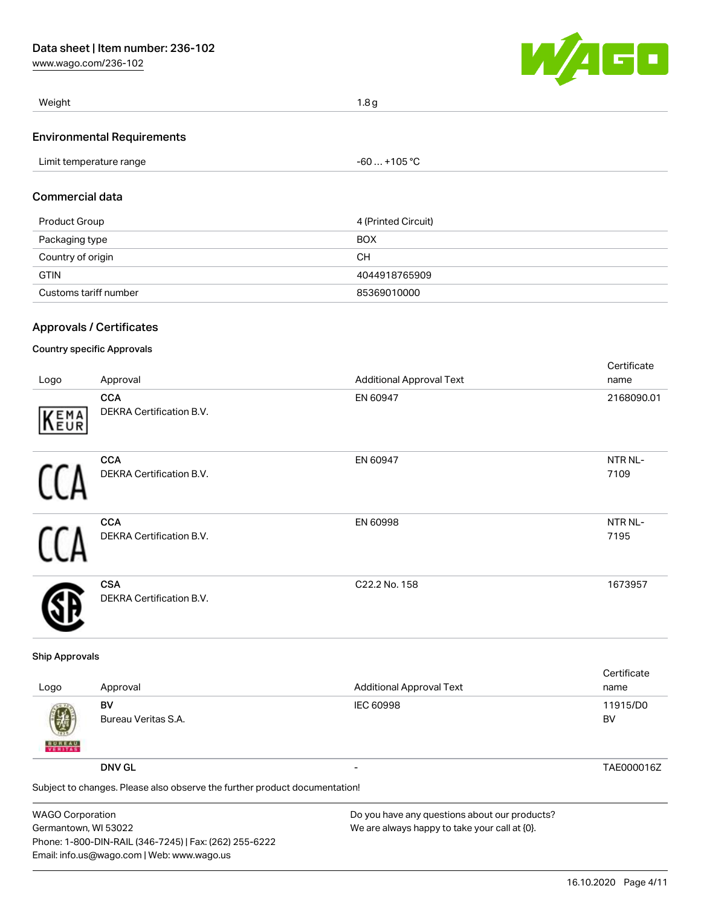| Weight | 1.8 g |
| --- | --- |

## Environmental Requirements

| Limit temperature range | -60 … +105 °C |
| --- | --- |

## Commercial data

| Product Group | 4 (Printed Circuit) |
| --- | --- |
| Packaging type | BOX |
| Country of origin | CH |
| GTIN | 4044918765909 |
| Customs tariff number | 85369010000 |

## Approvals / Certificates

### Country specific Approvals

| Logo | Approval | Additional Approval Text | Certificate name |
| --- | --- | --- | --- |
| | **CCA** DEKRA Certification B.V. | EN 60947 | 2168090.01 |
| | **CCA** DEKRA Certification B.V. | EN 60947 | NTR NL-7109 |
| | **CCA** DEKRA Certification B.V. | EN 60998 | NTR NL-7195 |
| | **CSA** DEKRA Certification B.V. | C22.2 No. 158 | 1673957 |

### Ship Approvals

| Logo | Approval | Additional Approval Text | Certificate name |
| --- | --- | --- | --- |
| | **BV** Bureau Veritas S.A. | IEC 60998 | 11915/D0 BV |
| | **DNV GL** | - | TAE000016Z |

Subject to changes. Please also observe the further product documentation!

WAGO Corporation
Germantown, WI 53022
Phone: 1-800-DIN-RAIL (346-7245) | Fax: (262) 255-6222
Email: info.us@wago.com | Web: www.wago.us

Do you have any questions about our products?
We are always happy to take your call at {0}.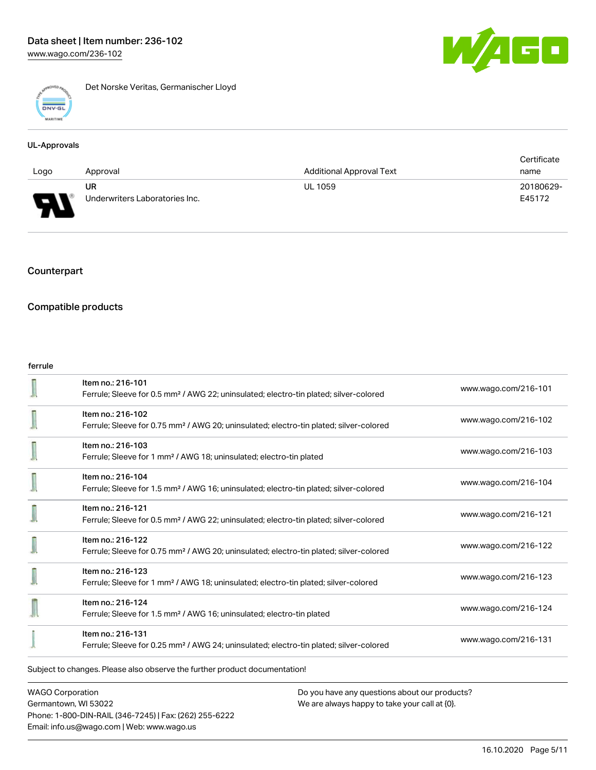Det Norske Veritas, Germanischer Lloyd

### UL-Approvals

| Logo | Approval | Additional Approval Text | Certificate name |
|---|---|---|---|
| | UR<br>Underwriters Laboratories Inc. | UL 1059 | 20180629-E45172 |

## Counterpart

## Compatible products

ferrule

| | | |
|---|---|---|
| | Item no.: 216-101<br>Ferrule; Sleeve for 0.5 mm² / AWG 22; uninsulated; electro-tin plated; silver-colored | www.wago.com/216-101 |
| | Item no.: 216-102<br>Ferrule; Sleeve for 0.75 mm² / AWG 20; uninsulated; electro-tin plated; silver-colored | www.wago.com/216-102 |
| | Item no.: 216-103<br>Ferrule; Sleeve for 1 mm² / AWG 18; uninsulated; electro-tin plated | www.wago.com/216-103 |
| | Item no.: 216-104<br>Ferrule; Sleeve for 1.5 mm² / AWG 16; uninsulated; electro-tin plated; silver-colored | www.wago.com/216-104 |
| | Item no.: 216-121<br>Ferrule; Sleeve for 0.5 mm² / AWG 22; uninsulated; electro-tin plated; silver-colored | www.wago.com/216-121 |
| | Item no.: 216-122<br>Ferrule; Sleeve for 0.75 mm² / AWG 20; uninsulated; electro-tin plated; silver-colored | www.wago.com/216-122 |
| | Item no.: 216-123<br>Ferrule; Sleeve for 1 mm² / AWG 18; uninsulated; electro-tin plated; silver-colored | www.wago.com/216-123 |
| | Item no.: 216-124<br>Ferrule; Sleeve for 1.5 mm² / AWG 16; uninsulated; electro-tin plated | www.wago.com/216-124 |
| | Item no.: 216-131<br>Ferrule; Sleeve for 0.25 mm² / AWG 24; uninsulated; electro-tin plated; silver-colored | www.wago.com/216-131 |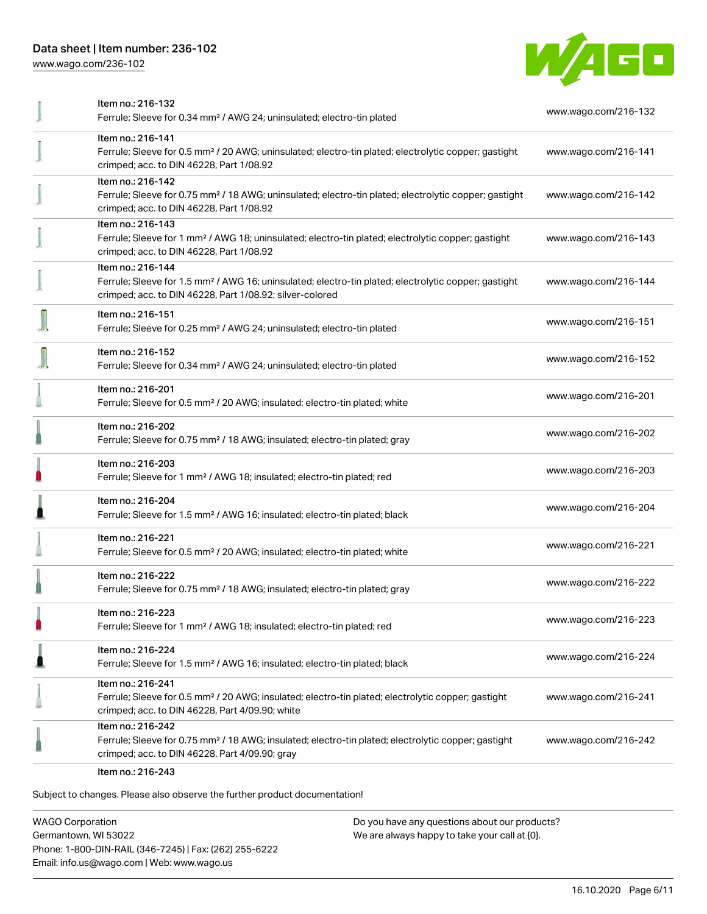| | | |
|---|---|---|
| | Item no.: 216-132<br>Ferrule; Sleeve for 0.34 mm² / AWG 24; uninsulated; electro-tin plated | www.wago.com/216-132 |
| | Item no.: 216-141<br>Ferrule; Sleeve for 0.5 mm² / 20 AWG; uninsulated; electro-tin plated; electrolytic copper; gastight crimped; acc. to DIN 46228, Part 1/08.92 | www.wago.com/216-141 |
| | Item no.: 216-142<br>Ferrule; Sleeve for 0.75 mm² / 18 AWG; uninsulated; electro-tin plated; electrolytic copper; gastight crimped; acc. to DIN 46228, Part 1/08.92 | www.wago.com/216-142 |
| | Item no.: 216-143<br>Ferrule; Sleeve for 1 mm² / AWG 18; uninsulated; electro-tin plated; electrolytic copper; gastight crimped; acc. to DIN 46228, Part 1/08.92 | www.wago.com/216-143 |
| | Item no.: 216-144<br>Ferrule; Sleeve for 1.5 mm² / AWG 16; uninsulated; electro-tin plated; electrolytic copper; gastight crimped; acc. to DIN 46228, Part 1/08.92; silver-colored | www.wago.com/216-144 |
| | Item no.: 216-151<br>Ferrule; Sleeve for 0.25 mm² / AWG 24; uninsulated; electro-tin plated | www.wago.com/216-151 |
| | Item no.: 216-152<br>Ferrule; Sleeve for 0.34 mm² / AWG 24; uninsulated; electro-tin plated | www.wago.com/216-152 |
| | Item no.: 216-201<br>Ferrule; Sleeve for 0.5 mm² / 20 AWG; insulated; electro-tin plated; white | www.wago.com/216-201 |
| | Item no.: 216-202<br>Ferrule; Sleeve for 0.75 mm² / 18 AWG; insulated; electro-tin plated; gray | www.wago.com/216-202 |
| | Item no.: 216-203<br>Ferrule; Sleeve for 1 mm² / AWG 18; insulated; electro-tin plated; red | www.wago.com/216-203 |
| | Item no.: 216-204<br>Ferrule; Sleeve for 1.5 mm² / AWG 16; insulated; electro-tin plated; black | www.wago.com/216-204 |
| | Item no.: 216-221<br>Ferrule; Sleeve for 0.5 mm² / 20 AWG; insulated; electro-tin plated; white | www.wago.com/216-221 |
| | Item no.: 216-222<br>Ferrule; Sleeve for 0.75 mm² / 18 AWG; insulated; electro-tin plated; gray | www.wago.com/216-222 |
| | Item no.: 216-223<br>Ferrule; Sleeve for 1 mm² / AWG 18; insulated; electro-tin plated; red | www.wago.com/216-223 |
| | Item no.: 216-224<br>Ferrule; Sleeve for 1.5 mm² / AWG 16; insulated; electro-tin plated; black | www.wago.com/216-224 |
| | Item no.: 216-241<br>Ferrule; Sleeve for 0.5 mm² / 20 AWG; insulated; electro-tin plated; electrolytic copper; gastight crimped; acc. to DIN 46228, Part 4/09.90; white | www.wago.com/216-241 |
| | Item no.: 216-242<br>Ferrule; Sleeve for 0.75 mm² / 18 AWG; insulated; electro-tin plated; electrolytic copper; gastight crimped; acc. to DIN 46228, Part 4/09.90; gray | www.wago.com/216-242 |
| | Item no.: 216-243 | |

Subject to changes. Please also observe the further product documentation!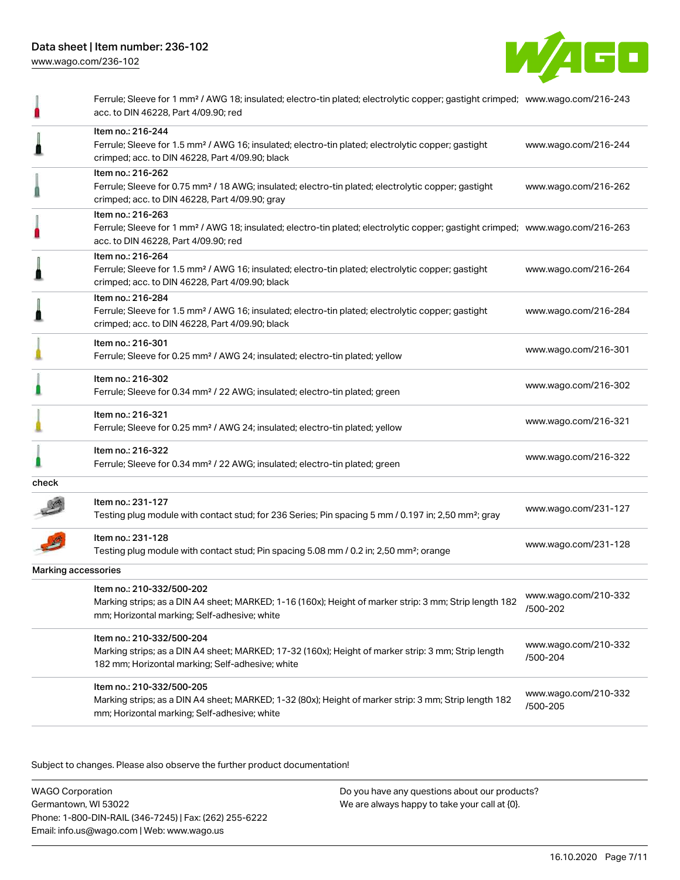| | | |
|---|---|---|
| | Ferrule; Sleeve for 1 mm² / AWG 18; insulated; electro-tin plated; electrolytic copper; gastight crimped; acc. to DIN 46228, Part 4/09.90; red | www.wago.com/216-243 |
| | Item no.: 216-244<br>Ferrule; Sleeve for 1.5 mm² / AWG 16; insulated; electro-tin plated; electrolytic copper; gastight crimped; acc. to DIN 46228, Part 4/09.90; black | www.wago.com/216-244 |
| | Item no.: 216-262<br>Ferrule; Sleeve for 0.75 mm² / 18 AWG; insulated; electro-tin plated; electrolytic copper; gastight crimped; acc. to DIN 46228, Part 4/09.90; gray | www.wago.com/216-262 |
| | Item no.: 216-263<br>Ferrule; Sleeve for 1 mm² / AWG 18; insulated; electro-tin plated; electrolytic copper; gastight crimped; acc. to DIN 46228, Part 4/09.90; red | www.wago.com/216-263 |
| | Item no.: 216-264<br>Ferrule; Sleeve for 1.5 mm² / AWG 16; insulated; electro-tin plated; electrolytic copper; gastight crimped; acc. to DIN 46228, Part 4/09.90; black | www.wago.com/216-264 |
| | Item no.: 216-284<br>Ferrule; Sleeve for 1.5 mm² / AWG 16; insulated; electro-tin plated; electrolytic copper; gastight crimped; acc. to DIN 46228, Part 4/09.90; black | www.wago.com/216-284 |
| | Item no.: 216-301<br>Ferrule; Sleeve for 0.25 mm² / AWG 24; insulated; electro-tin plated; yellow | www.wago.com/216-301 |
| | Item no.: 216-302<br>Ferrule; Sleeve for 0.34 mm² / 22 AWG; insulated; electro-tin plated; green | www.wago.com/216-302 |
| | Item no.: 216-321<br>Ferrule; Sleeve for 0.25 mm² / AWG 24; insulated; electro-tin plated; yellow | www.wago.com/216-321 |
| | Item no.: 216-322<br>Ferrule; Sleeve for 0.34 mm² / 22 AWG; insulated; electro-tin plated; green | www.wago.com/216-322 |

check

| | | |
|---|---|---|
| | Item no.: 231-127<br>Testing plug module with contact stud; for 236 Series; Pin spacing 5 mm / 0.197 in; 2,50 mm²; gray | www.wago.com/231-127 |
| | Item no.: 231-128<br>Testing plug module with contact stud; Pin spacing 5.08 mm / 0.2 in; 2,50 mm²; orange | www.wago.com/231-128 |

Marking accessories

| | | |
|---|---|---|
| | Item no.: 210-332/500-202<br>Marking strips; as a DIN A4 sheet; MARKED; 1-16 (160x); Height of marker strip: 3 mm; Strip length 182 mm; Horizontal marking; Self-adhesive; white | www.wago.com/210-332/500-202 |
| | Item no.: 210-332/500-204<br>Marking strips; as a DIN A4 sheet; MARKED; 17-32 (160x); Height of marker strip: 3 mm; Strip length 182 mm; Horizontal marking; Self-adhesive; white | www.wago.com/210-332/500-204 |
| | Item no.: 210-332/500-205<br>Marking strips; as a DIN A4 sheet; MARKED; 1-32 (80x); Height of marker strip: 3 mm; Strip length 182 mm; Horizontal marking; Self-adhesive; white | www.wago.com/210-332/500-205 |

Subject to changes. Please also observe the further product documentation!

WAGO Corporation
Germantown, WI 53022
Phone: 1-800-DIN-RAIL (346-7245) | Fax: (262) 255-6222
Email: info.us@wago.com | Web: www.wago.us

Do you have any questions about our products?
We are always happy to take your call at {0}.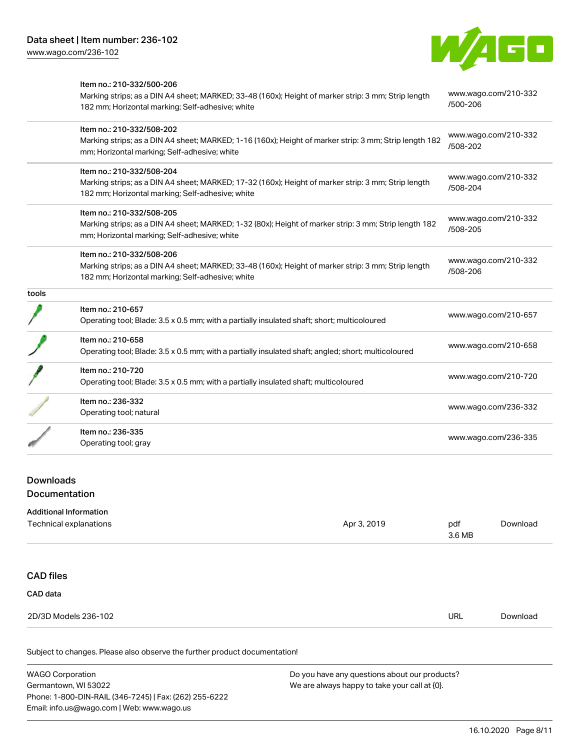| | | |
|---|---|---|
| | Item no.: 210-332/500-206<br>Marking strips; as a DIN A4 sheet; MARKED; 33-48 (160x); Height of marker strip: 3 mm; Strip length 182 mm; Horizontal marking; Self-adhesive; white | www.wago.com/210-332/500-206 |
| | Item no.: 210-332/508-202<br>Marking strips; as a DIN A4 sheet; MARKED; 1-16 (160x); Height of marker strip: 3 mm; Strip length 182 mm; Horizontal marking; Self-adhesive; white | www.wago.com/210-332/508-202 |
| | Item no.: 210-332/508-204<br>Marking strips; as a DIN A4 sheet; MARKED; 17-32 (160x); Height of marker strip: 3 mm; Strip length 182 mm; Horizontal marking; Self-adhesive; white | www.wago.com/210-332/508-204 |
| | Item no.: 210-332/508-205<br>Marking strips; as a DIN A4 sheet; MARKED; 1-32 (80x); Height of marker strip: 3 mm; Strip length 182 mm; Horizontal marking; Self-adhesive; white | www.wago.com/210-332/508-205 |
| | Item no.: 210-332/508-206<br>Marking strips; as a DIN A4 sheet; MARKED; 33-48 (160x); Height of marker strip: 3 mm; Strip length 182 mm; Horizontal marking; Self-adhesive; white | www.wago.com/210-332/508-206 |
| tools | | |
| | Item no.: 210-657<br>Operating tool; Blade: 3.5 x 0.5 mm; with a partially insulated shaft; short; multicoloured | www.wago.com/210-657 |
| | Item no.: 210-658<br>Operating tool; Blade: 3.5 x 0.5 mm; with a partially insulated shaft; angled; short; multicoloured | www.wago.com/210-658 |
| | Item no.: 210-720<br>Operating tool; Blade: 3.5 x 0.5 mm; with a partially insulated shaft; multicoloured | www.wago.com/210-720 |
| | Item no.: 236-332<br>Operating tool; natural | www.wago.com/236-332 |
| | Item no.: 236-335<br>Operating tool; gray | www.wago.com/236-335 |

## Downloads

### Documentation

**Additional Information**

| | | | |
|---|---|---|---|
| Technical explanations | Apr 3, 2019 | pdf<br>3.6 MB | Download |

## CAD files

**CAD data**

| | | |
|---|---|---|
| 2D/3D Models 236-102 | URL | Download |

Subject to changes. Please also observe the further product documentation!

WAGO Corporation
Germantown, WI 53022
Phone: 1-800-DIN-RAIL (346-7245) | Fax: (262) 255-6222
Email: info.us@wago.com | Web: www.wago.us

Do you have any questions about our products?
We are always happy to take your call at {0}.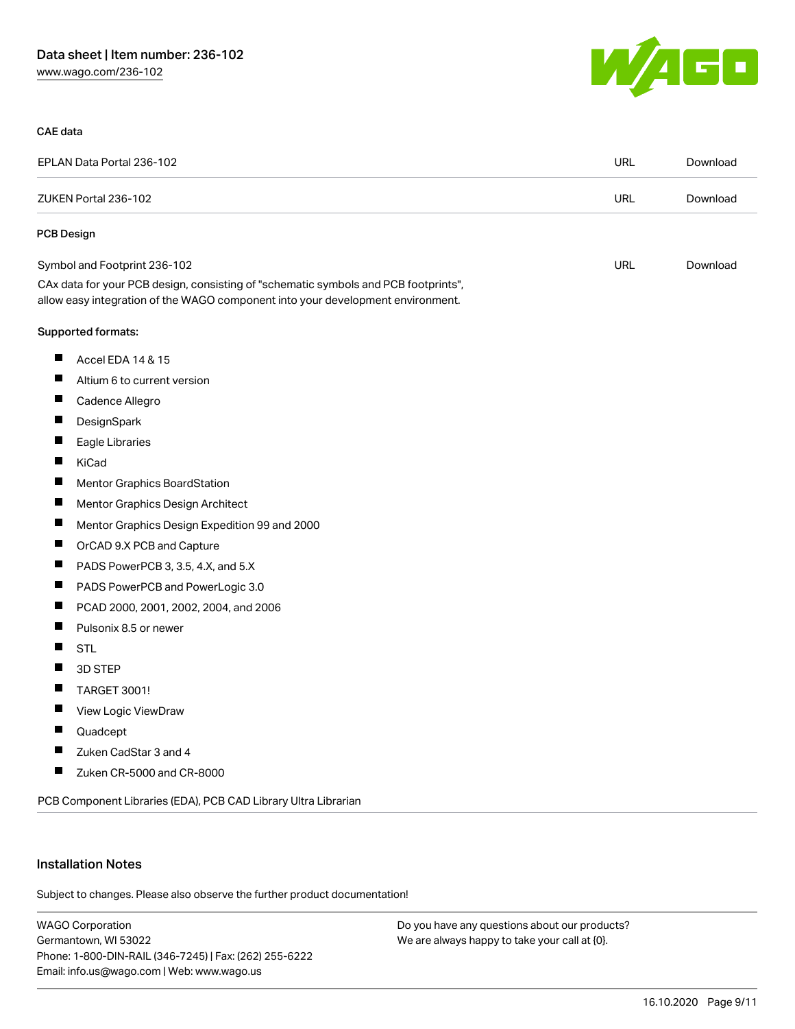### CAE data

| | | |
|---|---|---|
| EPLAN Data Portal 236-102 | URL | Download |
| ZUKEN Portal 236-102 | URL | Download |

### PCB Design

| | | |
|---|---|---|
| Symbol and Footprint 236-102 | URL | Download |

CAx data for your PCB design, consisting of "schematic symbols and PCB footprints", allow easy integration of the WAGO component into your development environment.

Supported formats:

- Accel EDA 14 & 15
- Altium 6 to current version
- Cadence Allegro
- DesignSpark
- Eagle Libraries
- KiCad
- Mentor Graphics BoardStation
- Mentor Graphics Design Architect
- Mentor Graphics Design Expedition 99 and 2000
- OrCAD 9.X PCB and Capture
- PADS PowerPCB 3, 3.5, 4.X, and 5.X
- PADS PowerPCB and PowerLogic 3.0
- PCAD 2000, 2001, 2002, 2004, and 2006
- Pulsonix 8.5 or newer
- STL
- 3D STEP
- TARGET 3001!
- View Logic ViewDraw
- Quadcept
- Zuken CadStar 3 and 4
- Zuken CR-5000 and CR-8000

PCB Component Libraries (EDA), PCB CAD Library Ultra Librarian

## Installation Notes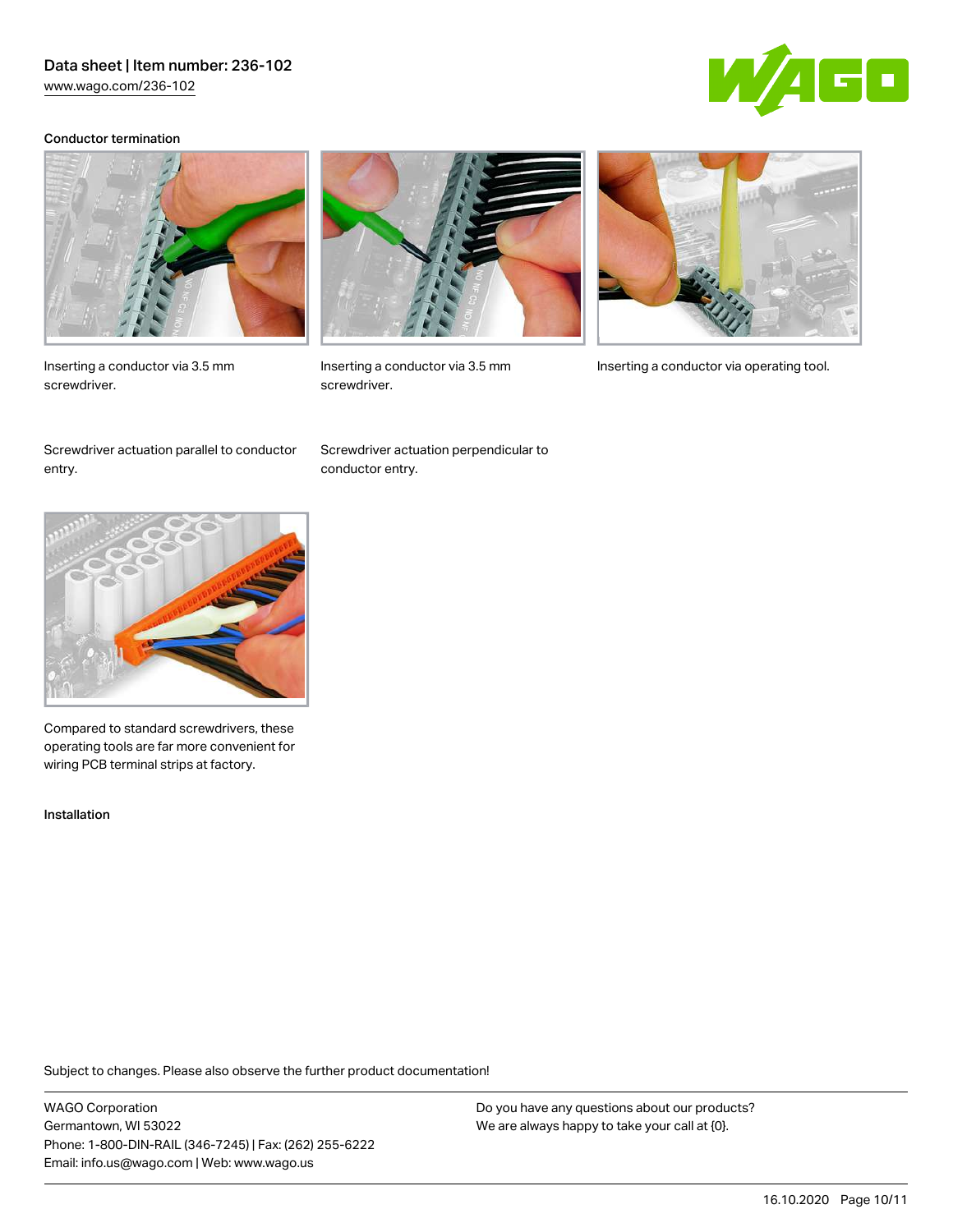Conductor termination

Inserting a conductor via 3.5 mm screwdriver.

Inserting a conductor via 3.5 mm screwdriver.

Inserting a conductor via operating tool.

Screwdriver actuation parallel to conductor entry.

Screwdriver actuation perpendicular to conductor entry.

Compared to standard screwdrivers, these operating tools are far more convenient for wiring PCB terminal strips at factory.

Installation

Subject to changes. Please also observe the further product documentation!

WAGO Corporation
Germantown, WI 53022
Phone: 1-800-DIN-RAIL (346-7245) | Fax: (262) 255-6222
Email: info.us@wago.com | Web: www.wago.us

Do you have any questions about our products?
We are always happy to take your call at {0}.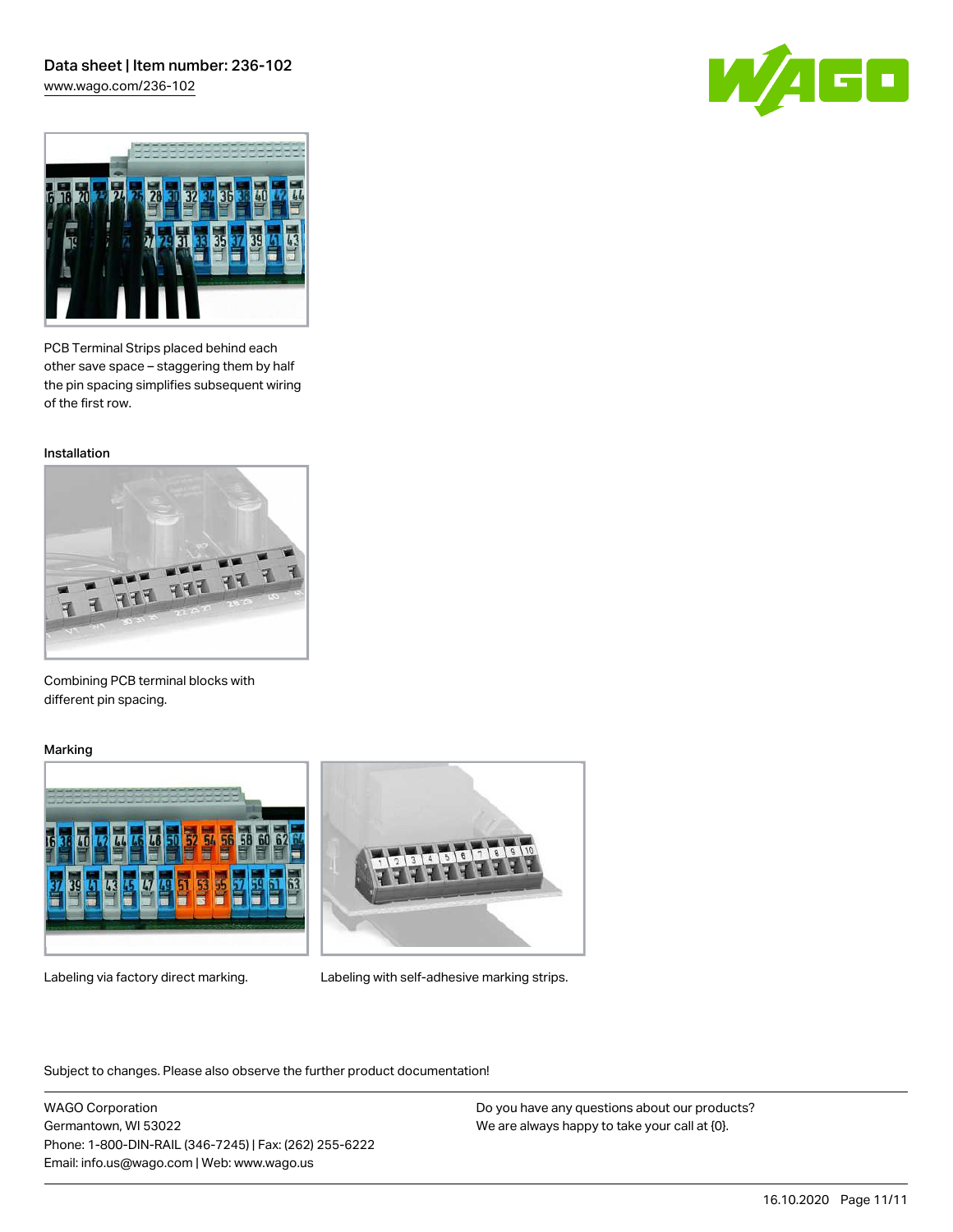PCB Terminal Strips placed behind each other save space – staggering them by half the pin spacing simplifies subsequent wiring of the first row.

### Installation

Combining PCB terminal blocks with different pin spacing.

### Marking

Labeling via factory direct marking.

Labeling with self-adhesive marking strips.

Subject to changes. Please also observe the further product documentation!

WAGO Corporation
Germantown, WI 53022
Phone: 1-800-DIN-RAIL (346-7245) | Fax: (262) 255-6222
Email: info.us@wago.com | Web: www.wago.us

Do you have any questions about our products?
We are always happy to take your call at {0}.